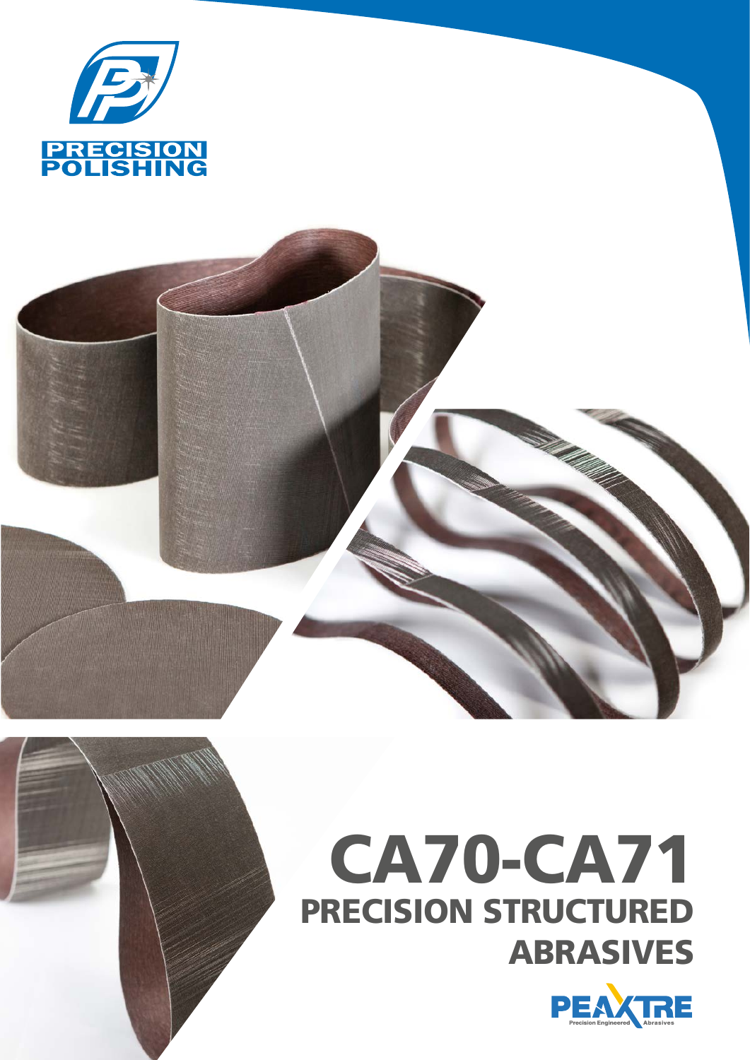PRECISION POLISHING

# CA70-CA71

## PRECISION STRUCTURED ABRASIVES

PEAXTRE

Precision Engineered Abrasives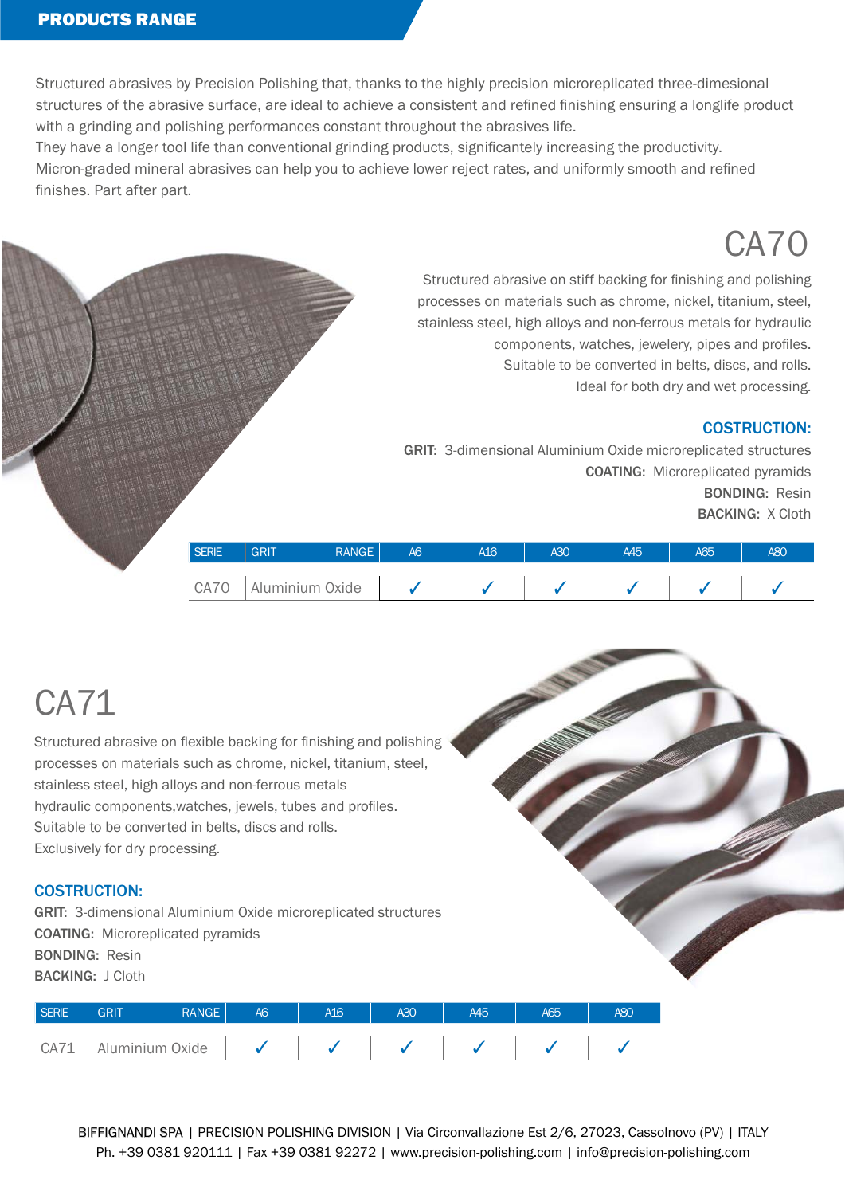## PRODUCTS RANGE

Structured abrasives by Precision Polishing that, thanks to the highly precision microreplicated three-dimesional structures of the abrasive surface, are ideal to achieve a consistent and refined finishing ensuring a longlife product with a grinding and polishing performances constant throughout the abrasives life.
They have a longer tool life than conventional grinding products, significantely increasing the productivity.
Micron-graded mineral abrasives can help you to achieve lower reject rates, and uniformly smooth and refined finishes. Part after part.

# CA70

Structured abrasive on stiff backing for finishing and polishing processes on materials such as chrome, nickel, titanium, steel, stainless steel, high alloys and non-ferrous metals for hydraulic components, watches, jewelery, pipes and profiles.
Suitable to be converted in belts, discs, and rolls.
Ideal for both dry and wet processing.

### COSTRUCTION:

**GRIT:** 3-dimensional Aluminium Oxide microreplicated structures
**COATING:** Microreplicated pyramids
**BONDING:** Resin
**BACKING:** X Cloth

| SERIE | GRIT RANGE | A6 | A16 | A30 | A45 | A65 | A80 |
|---|---|---|---|---|---|---|---|
| CA70 | Aluminium Oxide | ✓ | ✓ | ✓ | ✓ | ✓ | ✓ |

# CA71

Structured abrasive on flexible backing for finishing and polishing processes on materials such as chrome, nickel, titanium, steel, stainless steel, high alloys and non-ferrous metals hydraulic components,watches, jewels, tubes and profiles.
Suitable to be converted in belts, discs and rolls.
Exclusively for dry processing.

### COSTRUCTION:

**GRIT:** 3-dimensional Aluminium Oxide microreplicated structures
**COATING:** Microreplicated pyramids
**BONDING:** Resin
**BACKING:** J Cloth

| SERIE | GRIT RANGE | A6 | A16 | A30 | A45 | A65 | A80 |
|---|---|---|---|---|---|---|---|
| CA71 | Aluminium Oxide | ✓ | ✓ | ✓ | ✓ | ✓ | ✓ |

BIFFIGNANDI SPA | PRECISION POLISHING DIVISION | Via Circonvallazione Est 2/6, 27023, Cassolnovo (PV) | ITALY
Ph. +39 0381 920111 | Fax +39 0381 92272 | www.precision-polishing.com | info@precision-polishing.com